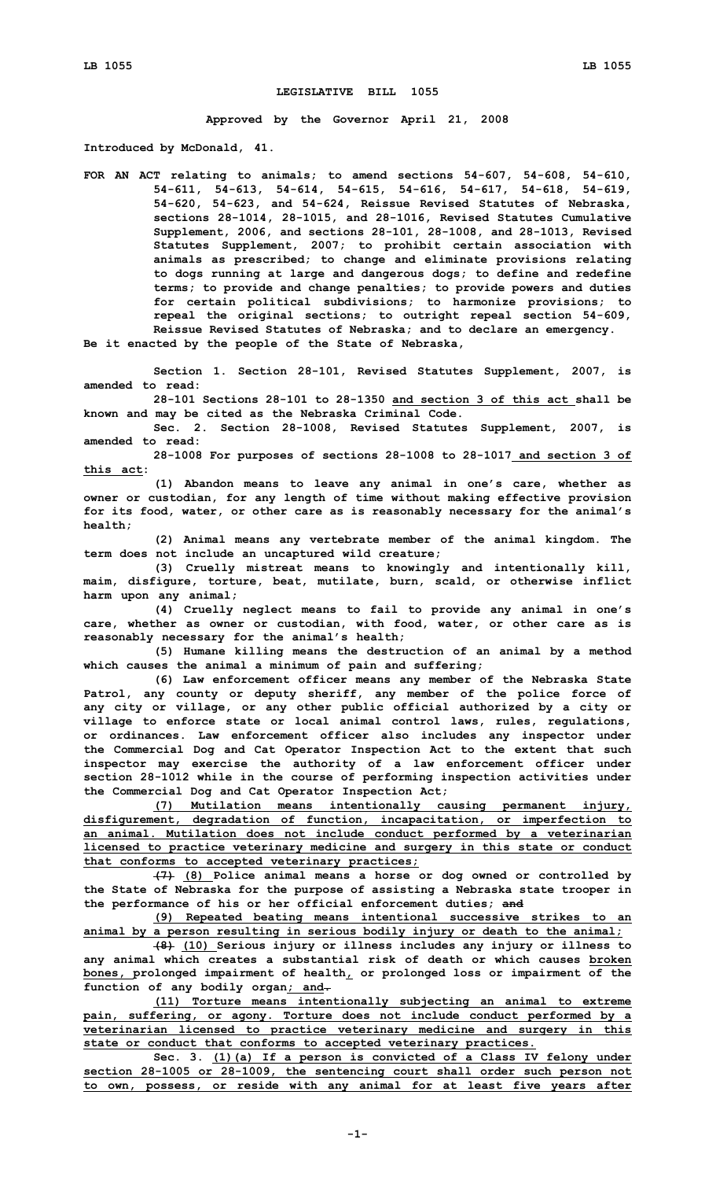# LEGISLATIVE BILL 1055

**Approved by the Governor April 21, 2008**

**Introduced by McDonald, 41.**

**FOR AN ACT relating to animals; to amend sections 54-607, 54-608, 54-610, 54-611, 54-613, 54-614, 54-615, 54-616, 54-617, 54-618, 54-619, 54-620, 54-623, and 54-624, Reissue Revised Statutes of Nebraska, sections 28-1014, 28-1015, and 28-1016, Revised Statutes Cumulative Supplement, 2006, and sections 28-101, 28-1008, and 28-1013, Revised Statutes Supplement, 2007; to prohibit certain association with animals as prescribed; to change and eliminate provisions relating to dogs running at large and dangerous dogs; to define and redefine terms; to provide and change penalties; to provide powers and duties for certain political subdivisions; to harmonize provisions; to repeal the original sections; to outright repeal section 54-609, Reissue Revised Statutes of Nebraska; and to declare an emergency.**

**Be it enacted by the people of the State of Nebraska,**

**Section 1. Section 28-101, Revised Statutes Supplement, 2007, is amended to read:**

**28-101 Sections 28-101 to 28-1350 <u>and section 3 of this act</u> shall be known and may be cited as the Nebraska Criminal Code.**

**Sec. 2. Section 28-1008, Revised Statutes Supplement, 2007, is amended to read:**

**28-1008 For purposes of sections 28-1008 to 28-1017 <u>and section 3 of this act</u>:**

**(1) Abandon means to leave any animal in one's care, whether as owner or custodian, for any length of time without making effective provision for its food, water, or other care as is reasonably necessary for the animal's health;**

**(2) Animal means any vertebrate member of the animal kingdom. The term does not include an uncaptured wild creature;**

**(3) Cruelly mistreat means to knowingly and intentionally kill, maim, disfigure, torture, beat, mutilate, burn, scald, or otherwise inflict harm upon any animal;**

**(4) Cruelly neglect means to fail to provide any animal in one's care, whether as owner or custodian, with food, water, or other care as is reasonably necessary for the animal's health;**

**(5) Humane killing means the destruction of an animal by a method which causes the animal a minimum of pain and suffering;**

**(6) Law enforcement officer means any member of the Nebraska State Patrol, any county or deputy sheriff, any member of the police force of any city or village, or any other public official authorized by a city or village to enforce state or local animal control laws, rules, regulations, or ordinances. Law enforcement officer also includes any inspector under the Commercial Dog and Cat Operator Inspection Act to the extent that such inspector may exercise the authority of a law enforcement officer under section 28-1012 while in the course of performing inspection activities under the Commercial Dog and Cat Operator Inspection Act;**

**<u>(7) Mutilation means intentionally causing permanent injury, disfigurement, degradation of function, incapacitation, or imperfection to an animal. Mutilation does not include conduct performed by a veterinarian licensed to practice veterinary medicine and surgery in this state or conduct that conforms to accepted veterinary practices;</u>**

**~~(7)~~ <u>(8)</u> Police animal means a horse or dog owned or controlled by the State of Nebraska for the purpose of assisting a Nebraska state trooper in the performance of his or her official enforcement duties; ~~and~~**

**<u>(9) Repeated beating means intentional successive strikes to an animal by a person resulting in serious bodily injury or death to the animal;</u>**

**~~(8)~~ <u>(10)</u> Serious injury or illness includes any injury or illness to any animal which creates a substantial risk of death or which causes <u>broken bones,</u> prolonged impairment of health<u>,</u> or prolonged loss or impairment of the function of any bodily organ<u>; and</u>~~.~~**

**<u>(11) Torture means intentionally subjecting an animal to extreme pain, suffering, or agony. Torture does not include conduct performed by a veterinarian licensed to practice veterinary medicine and surgery in this state or conduct that conforms to accepted veterinary practices.</u>**

**Sec. 3. <u>(1)(a) If a person is convicted of a Class IV felony under section 28-1005 or 28-1009, the sentencing court shall order such person not to own, possess, or reside with any animal for at least five years after</u>**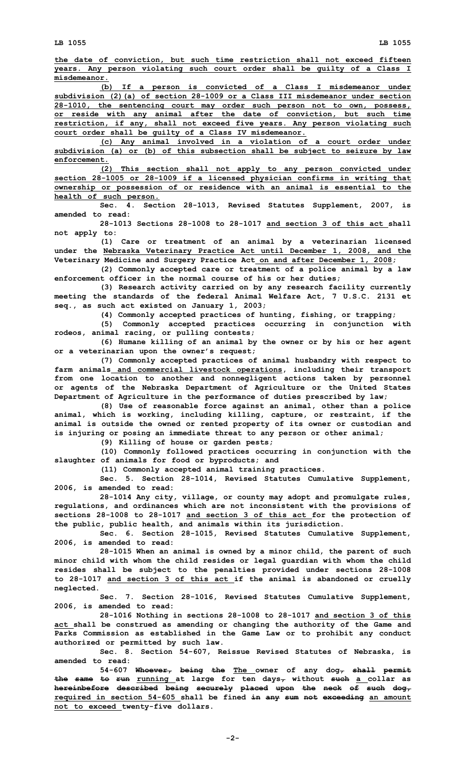the date of conviction, but such time restriction shall not exceed fifteen years. Any person violating such court order shall be guilty of a Class I misdemeanor.

(b) If a person is convicted of a Class I misdemeanor under subdivision (2)(a) of section 28-1009 or a Class III misdemeanor under section 28-1010, the sentencing court may order such person not to own, possess, or reside with any animal after the date of conviction, but such time restriction, if any, shall not exceed five years. Any person violating such court order shall be guilty of a Class IV misdemeanor.

(c) Any animal involved in a violation of a court order under subdivision (a) or (b) of this subsection shall be subject to seizure by law enforcement.

(2) This section shall not apply to any person convicted under section 28-1005 or 28-1009 if a licensed physician confirms in writing that ownership or possession of or residence with an animal is essential to the health of such person.

Sec. 4. Section 28-1013, Revised Statutes Supplement, 2007, is amended to read:

28-1013 Sections 28-1008 to 28-1017 and section 3 of this act shall not apply to:

(1) Care or treatment of an animal by a veterinarian licensed under the Nebraska Veterinary Practice Act until December 1, 2008, and the Veterinary Medicine and Surgery Practice Act on and after December 1, 2008;

(2) Commonly accepted care or treatment of a police animal by a law enforcement officer in the normal course of his or her duties;

(3) Research activity carried on by any research facility currently meeting the standards of the federal Animal Welfare Act, 7 U.S.C. 2131 et seq., as such act existed on January 1, 2003;

(4) Commonly accepted practices of hunting, fishing, or trapping;

(5) Commonly accepted practices occurring in conjunction with rodeos, animal racing, or pulling contests;

(6) Humane killing of an animal by the owner or by his or her agent or a veterinarian upon the owner's request;

(7) Commonly accepted practices of animal husbandry with respect to farm animals and commercial livestock operations, including their transport from one location to another and nonnegligent actions taken by personnel or agents of the Nebraska Department of Agriculture or the United States Department of Agriculture in the performance of duties prescribed by law;

(8) Use of reasonable force against an animal, other than a police animal, which is working, including killing, capture, or restraint, if the animal is outside the owned or rented property of its owner or custodian and is injuring or posing an immediate threat to any person or other animal;

(9) Killing of house or garden pests;

(10) Commonly followed practices occurring in conjunction with the slaughter of animals for food or byproducts; and

(11) Commonly accepted animal training practices.

Sec. 5. Section 28-1014, Revised Statutes Cumulative Supplement, 2006, is amended to read:

28-1014 Any city, village, or county may adopt and promulgate rules, regulations, and ordinances which are not inconsistent with the provisions of sections 28-1008 to 28-1017 and section 3 of this act for the protection of the public, public health, and animals within its jurisdiction.

Sec. 6. Section 28-1015, Revised Statutes Cumulative Supplement, 2006, is amended to read:

28-1015 When an animal is owned by a minor child, the parent of such minor child with whom the child resides or legal guardian with whom the child resides shall be subject to the penalties provided under sections 28-1008 to 28-1017 and section 3 of this act if the animal is abandoned or cruelly neglected.

Sec. 7. Section 28-1016, Revised Statutes Cumulative Supplement, 2006, is amended to read:

28-1016 Nothing in sections 28-1008 to 28-1017 and section 3 of this act shall be construed as amending or changing the authority of the Game and Parks Commission as established in the Game Law or to prohibit any conduct authorized or permitted by such law.

Sec. 8. Section 54-607, Reissue Revised Statutes of Nebraska, is amended to read:

54-607 ~~Whoever, being the~~ The owner of any dog~~,~~ ~~shall permit the same to run~~ running at large for ten days~~,~~ without ~~such~~ a collar ~~as hereinbefore described being securely placed upon the neck of such dog,~~ required in section 54-605 shall be fined ~~in any sum not exceeding~~ an amount not to exceed twenty-five dollars.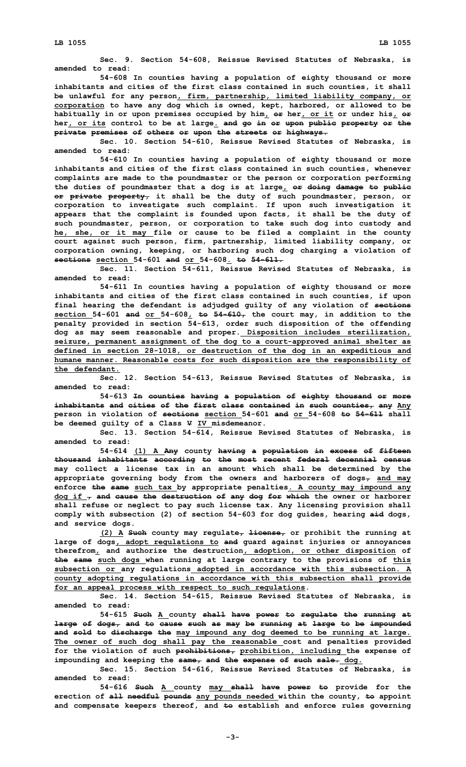**Sec. 9. Section 54-608, Reissue Revised Statutes of Nebraska, is amended to read:**

**54-608 In counties having a population of eighty thousand or more inhabitants and cities of the first class contained in such counties, it shall be unlawful for any person, firm, partnership, limited liability company, or corporation to have any dog which is owned, kept, harbored, or allowed to be habitually in or upon premises occupied by him, or her, or it or under his, or her, or its control to be at large. and go in or upon public property or the private premises of others or upon the streets or highways.**

**Sec. 10. Section 54-610, Reissue Revised Statutes of Nebraska, is amended to read:**

**54-610 In counties having a population of eighty thousand or more inhabitants and cities of the first class contained in such counties, whenever complaints are made to the poundmaster or the person or corporation performing the duties of poundmaster that a dog is at large, or doing damage to public or private property, it shall be the duty of such poundmaster, person, or corporation to investigate such complaint. If upon such investigation it appears that the complaint is founded upon facts, it shall be the duty of such poundmaster, person, or corporation to take such dog into custody and he, she, or it may file or cause to be filed a complaint in the county court against such person, firm, partnership, limited liability company, or corporation owning, keeping, or harboring such dog charging a violation of sections section 54-601 and or 54-608. to 54-611.**

**Sec. 11. Section 54-611, Reissue Revised Statutes of Nebraska, is amended to read:**

**54-611 In counties having a population of eighty thousand or more inhabitants and cities of the first class contained in such counties, if upon final hearing the defendant is adjudged guilty of any violation of sections section 54-601 and or 54-608, to 54-610, the court may, in addition to the penalty provided in section 54-613, order such disposition of the offending dog as may seem reasonable and proper. Disposition includes sterilization, seizure, permanent assignment of the dog to a court-approved animal shelter as defined in section 28-1018, or destruction of the dog in an expeditious and humane manner. Reasonable costs for such disposition are the responsibility of the defendant.**

**Sec. 12. Section 54-613, Reissue Revised Statutes of Nebraska, is amended to read:**

**54-613 In counties having a population of eighty thousand or more inhabitants and cities of the first class contained in such counties, any Any person in violation of sections section 54-601 and or 54-608 to 54-611 shall be deemed guilty of a Class V IV misdemeanor.**

**Sec. 13. Section 54-614, Reissue Revised Statutes of Nebraska, is amended to read:**

**54-614 (1) A Any county having a population in excess of fifteen thousand inhabitants according to the most recent federal decennial census may collect a license tax in an amount which shall be determined by the appropriate governing body from the owners and harborers of dogs, and may enforce the same such tax by appropriate penalties. A county may impound any dog if , and cause the destruction of any dog for which the owner or harborer shall refuse or neglect to pay such license tax. Any licensing provision shall comply with subsection (2) of section 54-603 for dog guides, hearing aid dogs, and service dogs.**

**(2) A Such county may regulate, license, or prohibit the running at large of dogs, adopt regulations to and guard against injuries or annoyances therefrom, and authorize the destruction, adoption, or other disposition of the same such dogs when running at large contrary to the provisions of this subsection or any regulations adopted in accordance with this subsection. A county adopting regulations in accordance with this subsection shall provide for an appeal process with respect to such regulations.**

**Sec. 14. Section 54-615, Reissue Revised Statutes of Nebraska, is amended to read:**

**54-615 Such A county shall have power to regulate the running at large of dogs, and to cause such as may be running at large to be impounded and sold to discharge the may impound any dog deemed to be running at large. The owner of such dog shall pay the reasonable cost and penalties provided for the violation of such prohibitions, prohibition, including the expense of impounding and keeping the same, and the expense of such sale. dog.**

**Sec. 15. Section 54-616, Reissue Revised Statutes of Nebraska, is amended to read:**

**54-616 Such A county may shall have power to provide for the erection of all needful pounds any pounds needed within the county, to appoint and compensate keepers thereof, and to establish and enforce rules governing**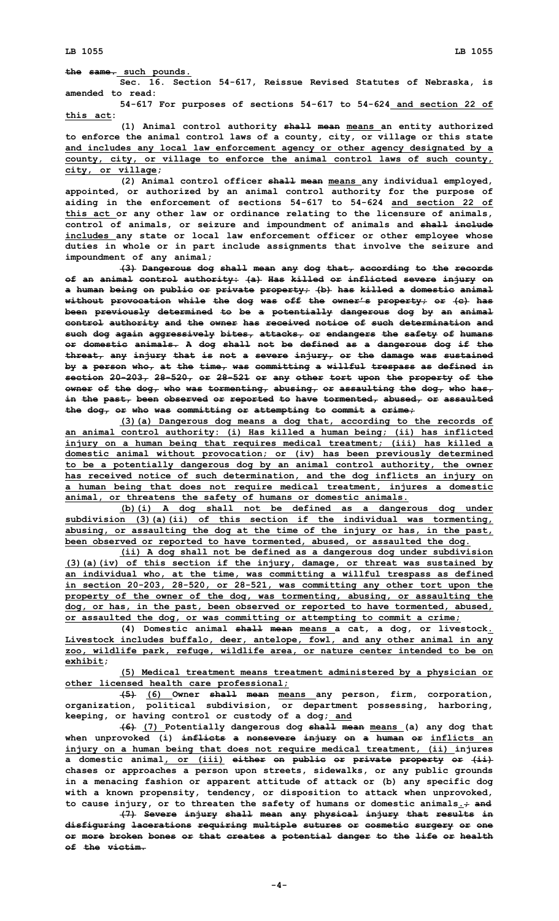~~the same.~~ such pounds.

**Sec. 16. Section 54-617, Reissue Revised Statutes of Nebraska, is amended to read:**

**54-617 For purposes of sections 54-617 to 54-624 and section 22 of this act:**

**(1) Animal control authority ~~shall mean~~ means an entity authorized to enforce the animal control laws of a county, city, or village or this state and includes any local law enforcement agency or other agency designated by a county, city, or village to enforce the animal control laws of such county, city, or village;**

**(2) Animal control officer ~~shall mean~~ means any individual employed, appointed, or authorized by an animal control authority for the purpose of aiding in the enforcement of sections 54-617 to 54-624 and section 22 of this act or any other law or ordinance relating to the licensure of animals, control of animals, or seizure and impoundment of animals and ~~shall include~~ includes any state or local law enforcement officer or other employee whose duties in whole or in part include assignments that involve the seizure and impoundment of any animal;**

**~~(3) Dangerous dog shall mean any dog that, according to the records of an animal control authority: (a) Has killed or inflicted severe injury on a human being on public or private property; (b) has killed a domestic animal without provocation while the dog was off the owner's property; or (c) has been previously determined to be a potentially dangerous dog by an animal control authority and the owner has received notice of such determination and such dog again aggressively bites, attacks, or endangers the safety of humans or domestic animals. A dog shall not be defined as a dangerous dog if the threat, any injury that is not a severe injury, or the damage was sustained by a person who, at the time, was committing a willful trespass as defined in section 20-203, 28-520, or 28-521 or any other tort upon the property of the owner of the dog, who was tormenting, abusing, or assaulting the dog, who has, in the past, been observed or reported to have tormented, abused, or assaulted the dog, or who was committing or attempting to commit a crime;~~**

**(3)(a) Dangerous dog means a dog that, according to the records of an animal control authority: (i) Has killed a human being; (ii) has inflicted injury on a human being that requires medical treatment; (iii) has killed a domestic animal without provocation; or (iv) has been previously determined to be a potentially dangerous dog by an animal control authority, the owner has received notice of such determination, and the dog inflicts an injury on a human being that does not require medical treatment, injures a domestic animal, or threatens the safety of humans or domestic animals.**

**(b)(i) A dog shall not be defined as a dangerous dog under subdivision (3)(a)(ii) of this section if the individual was tormenting, abusing, or assaulting the dog at the time of the injury or has, in the past, been observed or reported to have tormented, abused, or assaulted the dog.**

**(ii) A dog shall not be defined as a dangerous dog under subdivision (3)(a)(iv) of this section if the injury, damage, or threat was sustained by an individual who, at the time, was committing a willful trespass as defined in section 20-203, 28-520, or 28-521, was committing any other tort upon the property of the owner of the dog, was tormenting, abusing, or assaulting the dog, or has, in the past, been observed or reported to have tormented, abused, or assaulted the dog, or was committing or attempting to commit a crime;**

**(4) Domestic animal ~~shall mean~~ means a cat, a dog, or livestock. Livestock includes buffalo, deer, antelope, fowl, and any other animal in any zoo, wildlife park, refuge, wildlife area, or nature center intended to be on exhibit;**

**(5) Medical treatment means treatment administered by a physician or other licensed health care professional;**

**~~(5)~~ (6) Owner ~~shall mean~~ means any person, firm, corporation, organization, political subdivision, or department possessing, harboring, keeping, or having control or custody of a dog; and**

**~~(6)~~ (7) Potentially dangerous dog ~~shall mean~~ means (a) any dog that when unprovoked (i) ~~inflicts a nonsevere injury on a human or~~ inflicts an injury on a human being that does not require medical treatment, (ii) injures a domestic animal, or (iii) ~~either on public or private property or (ii)~~ chases or approaches a person upon streets, sidewalks, or any public grounds in a menacing fashion or apparent attitude of attack or (b) any specific dog with a known propensity, tendency, or disposition to attack when unprovoked, to cause injury, or to threaten the safety of humans or domestic animals.~~; and~~**

**~~(7) Severe injury shall mean any physical injury that results in disfiguring lacerations requiring multiple sutures or cosmetic surgery or one or more broken bones or that creates a potential danger to the life or health of the victim.~~**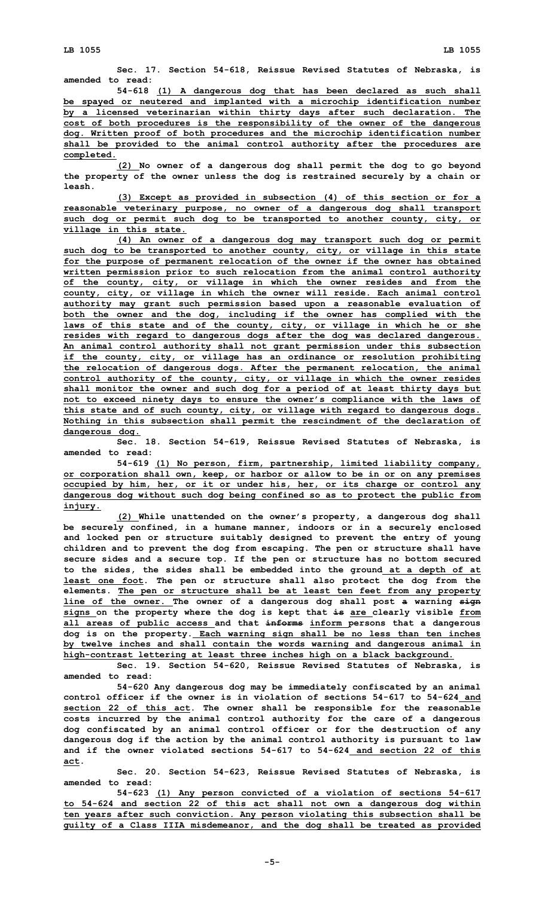**Sec. 17. Section 54-618, Reissue Revised Statutes of Nebraska, is amended to read:**

**54-618 (1) A dangerous dog that has been declared as such shall be spayed or neutered and implanted with a microchip identification number by a licensed veterinarian within thirty days after such declaration. The cost of both procedures is the responsibility of the owner of the dangerous dog. Written proof of both procedures and the microchip identification number shall be provided to the animal control authority after the procedures are completed.**

**(2) No owner of a dangerous dog shall permit the dog to go beyond the property of the owner unless the dog is restrained securely by a chain or leash.**

**(3) Except as provided in subsection (4) of this section or for a reasonable veterinary purpose, no owner of a dangerous dog shall transport such dog or permit such dog to be transported to another county, city, or village in this state.**

**(4) An owner of a dangerous dog may transport such dog or permit such dog to be transported to another county, city, or village in this state for the purpose of permanent relocation of the owner if the owner has obtained written permission prior to such relocation from the animal control authority of the county, city, or village in which the owner resides and from the county, city, or village in which the owner will reside. Each animal control authority may grant such permission based upon a reasonable evaluation of both the owner and the dog, including if the owner has complied with the laws of this state and of the county, city, or village in which he or she resides with regard to dangerous dogs after the dog was declared dangerous. An animal control authority shall not grant permission under this subsection if the county, city, or village has an ordinance or resolution prohibiting the relocation of dangerous dogs. After the permanent relocation, the animal control authority of the county, city, or village in which the owner resides shall monitor the owner and such dog for a period of at least thirty days but not to exceed ninety days to ensure the owner's compliance with the laws of this state and of such county, city, or village with regard to dangerous dogs. Nothing in this subsection shall permit the rescindment of the declaration of dangerous dog.**

**Sec. 18. Section 54-619, Reissue Revised Statutes of Nebraska, is amended to read:**

**54-619 (1) No person, firm, partnership, limited liability company, or corporation shall own, keep, or harbor or allow to be in or on any premises occupied by him, her, or it or under his, her, or its charge or control any dangerous dog without such dog being confined so as to protect the public from injury.**

**(2) While unattended on the owner's property, a dangerous dog shall be securely confined, in a humane manner, indoors or in a securely enclosed and locked pen or structure suitably designed to prevent the entry of young children and to prevent the dog from escaping. The pen or structure shall have secure sides and a secure top. If the pen or structure has no bottom secured to the sides, the sides shall be embedded into the ground at a depth of at least one foot. The pen or structure shall also protect the dog from the elements. The pen or structure shall be at least ten feet from any property line of the owner. The owner of a dangerous dog shall post ~~a~~ warning ~~sign~~ signs on the property where the dog is kept that ~~is~~ are clearly visible from all areas of public access and that ~~informs~~ inform persons that a dangerous dog is on the property. Each warning sign shall be no less than ten inches by twelve inches and shall contain the words warning and dangerous animal in high-contrast lettering at least three inches high on a black background.**

**Sec. 19. Section 54-620, Reissue Revised Statutes of Nebraska, is amended to read:**

**54-620 Any dangerous dog may be immediately confiscated by an animal control officer if the owner is in violation of sections 54-617 to 54-624 and section 22 of this act. The owner shall be responsible for the reasonable costs incurred by the animal control authority for the care of a dangerous dog confiscated by an animal control officer or for the destruction of any dangerous dog if the action by the animal control authority is pursuant to law and if the owner violated sections 54-617 to 54-624 and section 22 of this act.**

**Sec. 20. Section 54-623, Reissue Revised Statutes of Nebraska, is amended to read:**

**54-623 (1) Any person convicted of a violation of sections 54-617 to 54-624 and section 22 of this act shall not own a dangerous dog within ten years after such conviction. Any person violating this subsection shall be guilty of a Class IIIA misdemeanor, and the dog shall be treated as provided**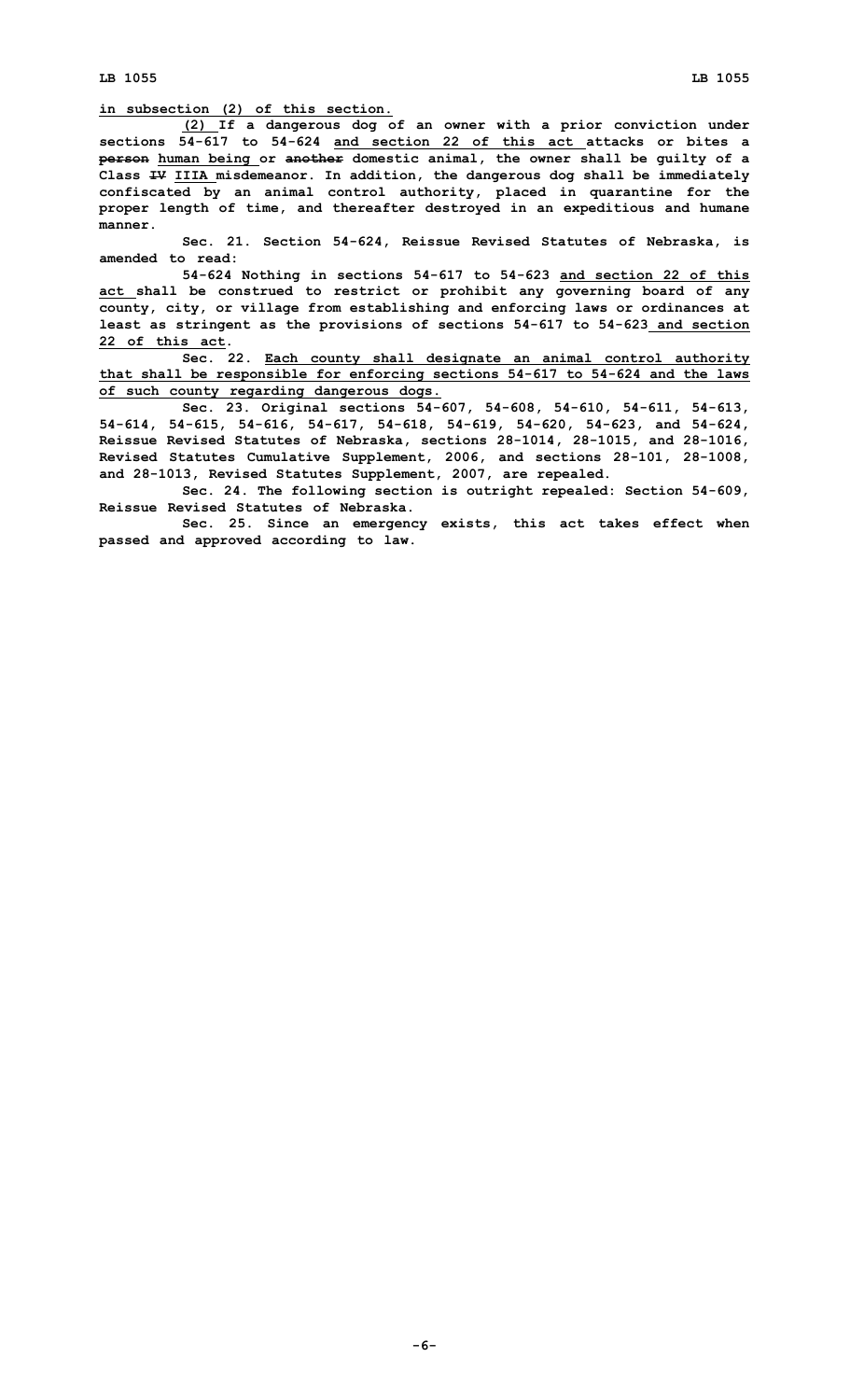in subsection (2) of this section.

(2) If a dangerous dog of an owner with a prior conviction under sections 54-617 to 54-624 and section 22 of this act attacks or bites a person human being or another domestic animal, the owner shall be guilty of a Class IV IIIA misdemeanor. In addition, the dangerous dog shall be immediately confiscated by an animal control authority, placed in quarantine for the proper length of time, and thereafter destroyed in an expeditious and humane manner.

Sec. 21. Section 54-624, Reissue Revised Statutes of Nebraska, is amended to read:

54-624 Nothing in sections 54-617 to 54-623 and section 22 of this act shall be construed to restrict or prohibit any governing board of any county, city, or village from establishing and enforcing laws or ordinances at least as stringent as the provisions of sections 54-617 to 54-623 and section 22 of this act.

Sec. 22. Each county shall designate an animal control authority that shall be responsible for enforcing sections 54-617 to 54-624 and the laws of such county regarding dangerous dogs.

Sec. 23. Original sections 54-607, 54-608, 54-610, 54-611, 54-613, 54-614, 54-615, 54-616, 54-617, 54-618, 54-619, 54-620, 54-623, and 54-624, Reissue Revised Statutes of Nebraska, sections 28-1014, 28-1015, and 28-1016, Revised Statutes Cumulative Supplement, 2006, and sections 28-101, 28-1008, and 28-1013, Revised Statutes Supplement, 2007, are repealed.

Sec. 24. The following section is outright repealed: Section 54-609, Reissue Revised Statutes of Nebraska.

Sec. 25. Since an emergency exists, this act takes effect when passed and approved according to law.